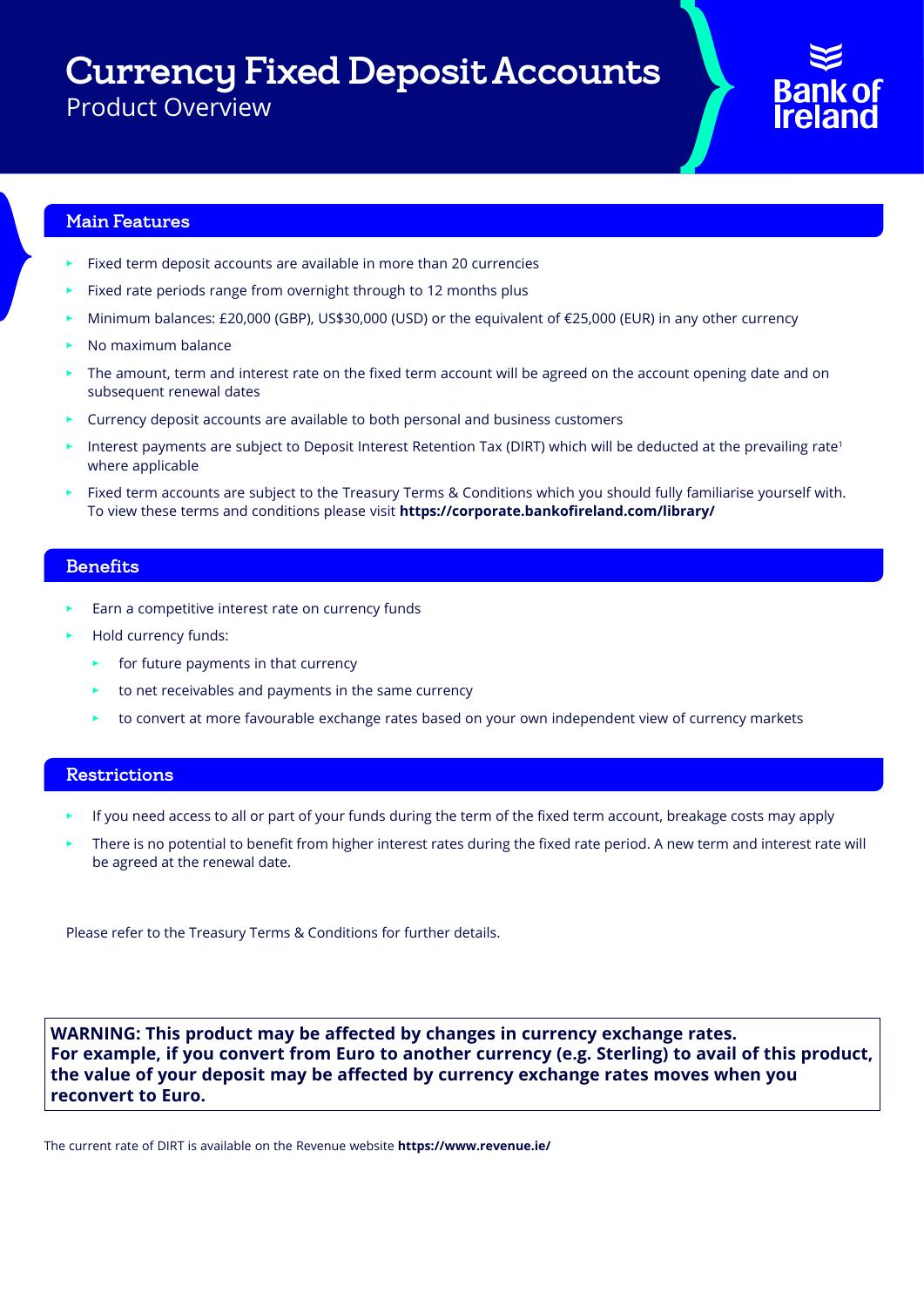# Currency Fixed Deposit Accounts

Product Overview

Bank of Ireland

## Main Features

- Fixed term deposit accounts are available in more than 20 currencies
- Fixed rate periods range from overnight through to 12 months plus
- Minimum balances: £20,000 (GBP), US$30,000 (USD) or the equivalent of €25,000 (EUR) in any other currency
- No maximum balance
- The amount, term and interest rate on the fixed term account will be agreed on the account opening date and on subsequent renewal dates
- Currency deposit accounts are available to both personal and business customers
- Interest payments are subject to Deposit Interest Retention Tax (DIRT) which will be deducted at the prevailing rate[1] where applicable
- Fixed term accounts are subject to the Treasury Terms & Conditions which you should fully familiarise yourself with. To view these terms and conditions please visit **https://corporate.bankofireland.com/library/**

## Benefits

- Earn a competitive interest rate on currency funds
- Hold currency funds:
  - for future payments in that currency
  - to net receivables and payments in the same currency
  - to convert at more favourable exchange rates based on your own independent view of currency markets

## Restrictions

- If you need access to all or part of your funds during the term of the fixed term account, breakage costs may apply
- There is no potential to benefit from higher interest rates during the fixed rate period. A new term and interest rate will be agreed at the renewal date.

Please refer to the Treasury Terms & Conditions for further details.

**WARNING: This product may be affected by changes in currency exchange rates. For example, if you convert from Euro to another currency (e.g. Sterling) to avail of this product, the value of your deposit may be affected by currency exchange rates moves when you reconvert to Euro.**

[1] The current rate of DIRT is available on the Revenue website **https://www.revenue.ie/**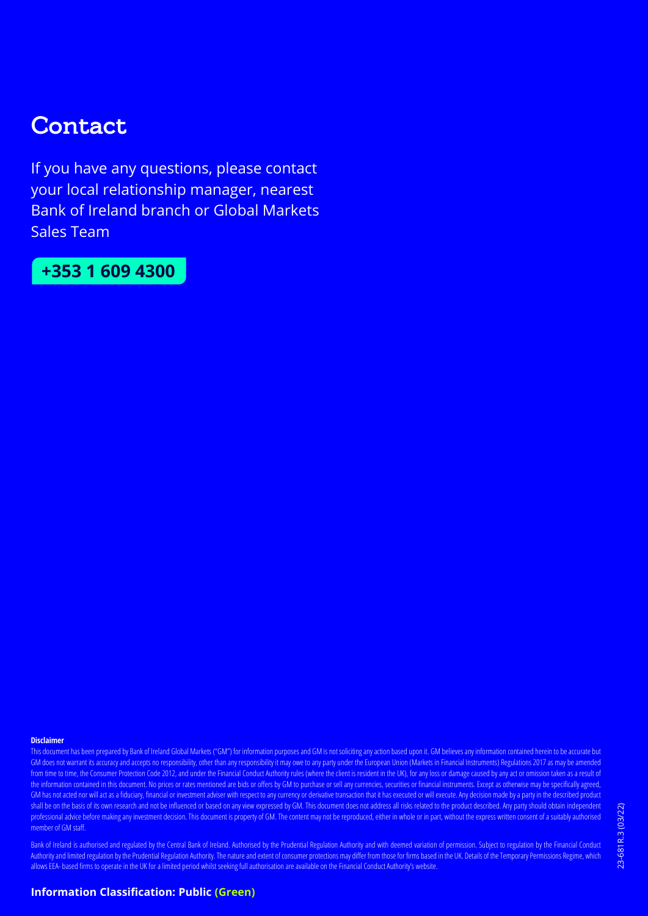# Contact

If you have any questions, please contact your local relationship manager, nearest Bank of Ireland branch or Global Markets Sales Team

**+353 1 609 4300**

**Disclaimer**

This document has been prepared by Bank of Ireland Global Markets ("GM") for information purposes and GM is not soliciting any action based upon it. GM believes any information contained herein to be accurate but GM does not warrant its accuracy and accepts no responsibility, other than any responsibility it may owe to any party under the European Union (Markets in Financial Instruments) Regulations 2017 as may be amended from time to time, the Consumer Protection Code 2012, and under the Financial Conduct Authority rules (where the client is resident in the UK), for any loss or damage caused by any act or omission taken as a result of the information contained in this document. No prices or rates mentioned are bids or offers by GM to purchase or sell any currencies, securities or financial instruments. Except as otherwise may be specifically agreed, GM has not acted nor will act as a fiduciary, financial or investment adviser with respect to any currency or derivative transaction that it has executed or will execute. Any decision made by a party in the described product shall be on the basis of its own research and not be influenced or based on any view expressed by GM. This document does not address all risks related to the product described. Any party should obtain independent professional advice before making any investment decision. This document is property of GM. The content may not be reproduced, either in whole or in part, without the express written consent of a suitably authorised member of GM staff.

Bank of Ireland is authorised and regulated by the Central Bank of Ireland. Authorised by the Prudential Regulation Authority and with deemed variation of permission. Subject to regulation by the Financial Conduct Authority and limited regulation by the Prudential Regulation Authority. The nature and extent of consumer protections may differ from those for firms based in the UK. Details of the Temporary Permissions Regime, which allows EEA- based firms to operate in the UK for a limited period whilst seeking full authorisation are available on the Financial Conduct Authority's website.

23-681R.3 (03/22)

**Information Classification: Public (Green)**